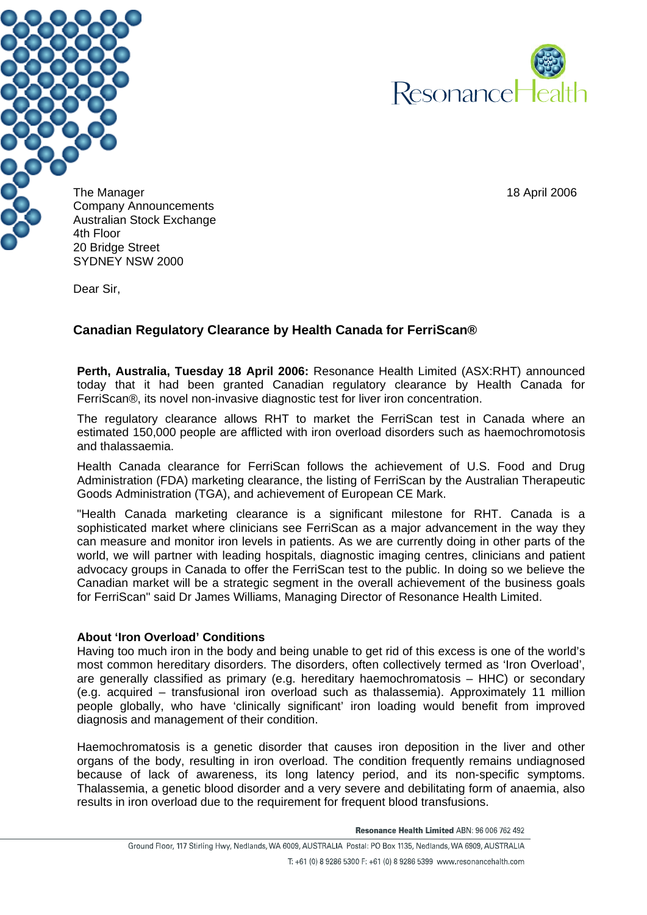The Manager
Company Announcements
Australian Stock Exchange
4th Floor
20 Bridge Street
SYDNEY NSW 2000

18 April 2006

Dear Sir,

## Canadian Regulatory Clearance by Health Canada for FerriScan®

**Perth, Australia, Tuesday 18 April 2006:** Resonance Health Limited (ASX:RHT) announced today that it had been granted Canadian regulatory clearance by Health Canada for FerriScan®, its novel non-invasive diagnostic test for liver iron concentration.

The regulatory clearance allows RHT to market the FerriScan test in Canada where an estimated 150,000 people are afflicted with iron overload disorders such as haemochromotosis and thalassaemia.

Health Canada clearance for FerriScan follows the achievement of U.S. Food and Drug Administration (FDA) marketing clearance, the listing of FerriScan by the Australian Therapeutic Goods Administration (TGA), and achievement of European CE Mark.

"Health Canada marketing clearance is a significant milestone for RHT. Canada is a sophisticated market where clinicians see FerriScan as a major advancement in the way they can measure and monitor iron levels in patients. As we are currently doing in other parts of the world, we will partner with leading hospitals, diagnostic imaging centres, clinicians and patient advocacy groups in Canada to offer the FerriScan test to the public. In doing so we believe the Canadian market will be a strategic segment in the overall achievement of the business goals for FerriScan" said Dr James Williams, Managing Director of Resonance Health Limited.

### About 'Iron Overload' Conditions

Having too much iron in the body and being unable to get rid of this excess is one of the world's most common hereditary disorders. The disorders, often collectively termed as 'Iron Overload', are generally classified as primary (e.g. hereditary haemochromatosis – HHC) or secondary (e.g. acquired – transfusional iron overload such as thalassemia). Approximately 11 million people globally, who have 'clinically significant' iron loading would benefit from improved diagnosis and management of their condition.

Haemochromatosis is a genetic disorder that causes iron deposition in the liver and other organs of the body, resulting in iron overload. The condition frequently remains undiagnosed because of lack of awareness, its long latency period, and its non-specific symptoms. Thalassemia, a genetic blood disorder and a very severe and debilitating form of anaemia, also results in iron overload due to the requirement for frequent blood transfusions.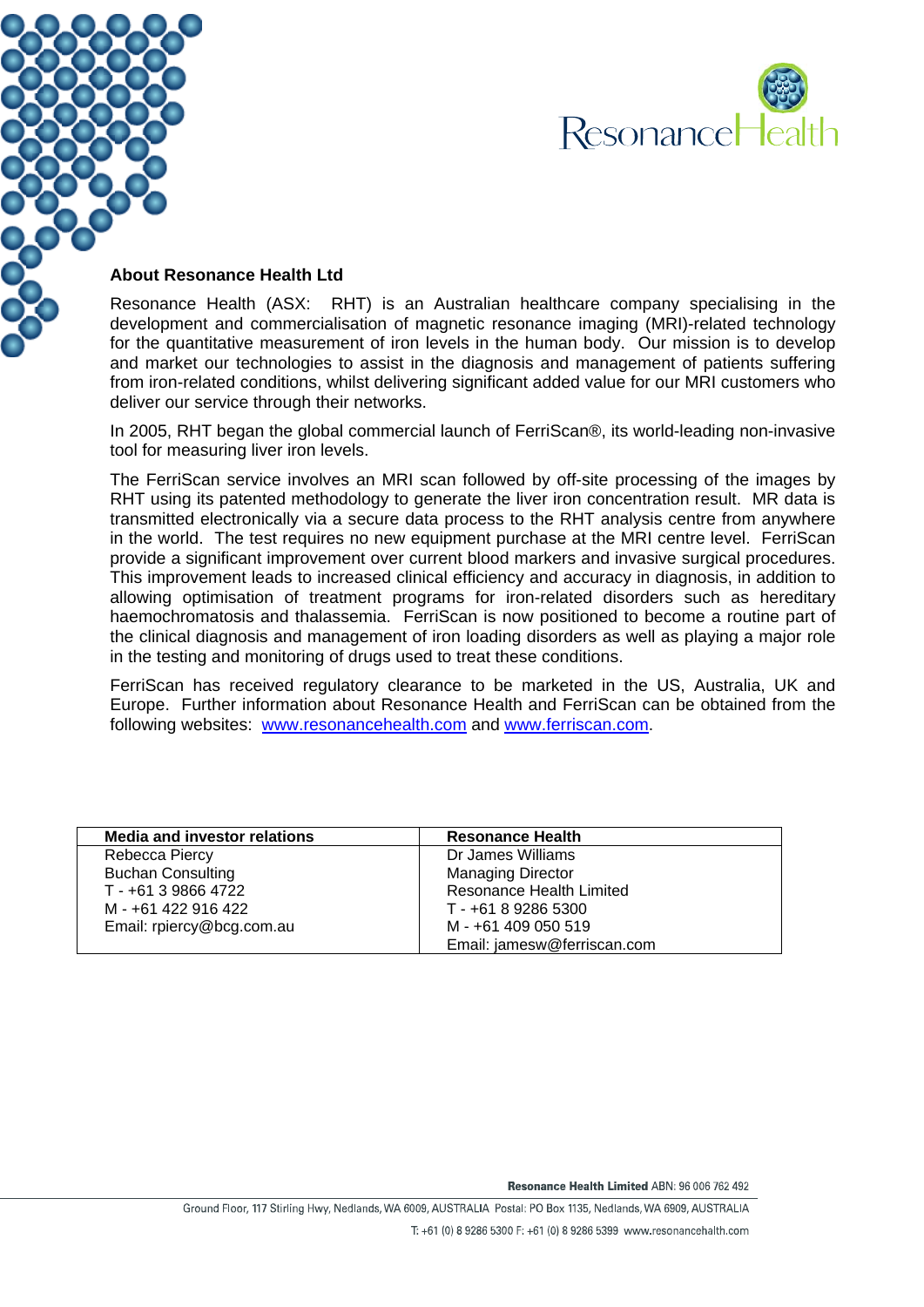## About Resonance Health Ltd

Resonance Health (ASX: RHT) is an Australian healthcare company specialising in the development and commercialisation of magnetic resonance imaging (MRI)-related technology for the quantitative measurement of iron levels in the human body. Our mission is to develop and market our technologies to assist in the diagnosis and management of patients suffering from iron-related conditions, whilst delivering significant added value for our MRI customers who deliver our service through their networks.

In 2005, RHT began the global commercial launch of FerriScan®, its world-leading non-invasive tool for measuring liver iron levels.

The FerriScan service involves an MRI scan followed by off-site processing of the images by RHT using its patented methodology to generate the liver iron concentration result. MR data is transmitted electronically via a secure data process to the RHT analysis centre from anywhere in the world. The test requires no new equipment purchase at the MRI centre level. FerriScan provide a significant improvement over current blood markers and invasive surgical procedures. This improvement leads to increased clinical efficiency and accuracy in diagnosis, in addition to allowing optimisation of treatment programs for iron-related disorders such as hereditary haemochromatosis and thalassemia. FerriScan is now positioned to become a routine part of the clinical diagnosis and management of iron loading disorders as well as playing a major role in the testing and monitoring of drugs used to treat these conditions.

FerriScan has received regulatory clearance to be marketed in the US, Australia, UK and Europe. Further information about Resonance Health and FerriScan can be obtained from the following websites: www.resonancehealth.com and www.ferriscan.com.

| Media and investor relations | Resonance Health |
|---|---|
| Rebecca Piercy<br>Buchan Consulting<br>T - +61 3 9866 4722<br>M - +61 422 916 422<br>Email: rpiercy@bcg.com.au | Dr James Williams<br>Managing Director<br>Resonance Health Limited<br>T - +61 8 9286 5300<br>M - +61 409 050 519<br>Email: jamesw@ferriscan.com |

**Resonance Health Limited** ABN: 96 006 762 492

Ground Floor, 117 Stirling Hwy, Nedlands, WA 6009, AUSTRALIA Postal: PO Box 1135, Nedlands, WA 6909, AUSTRALIA

T: +61 (0) 8 9286 5300 F: +61 (0) 8 9286 5399 www.resonancehealth.com